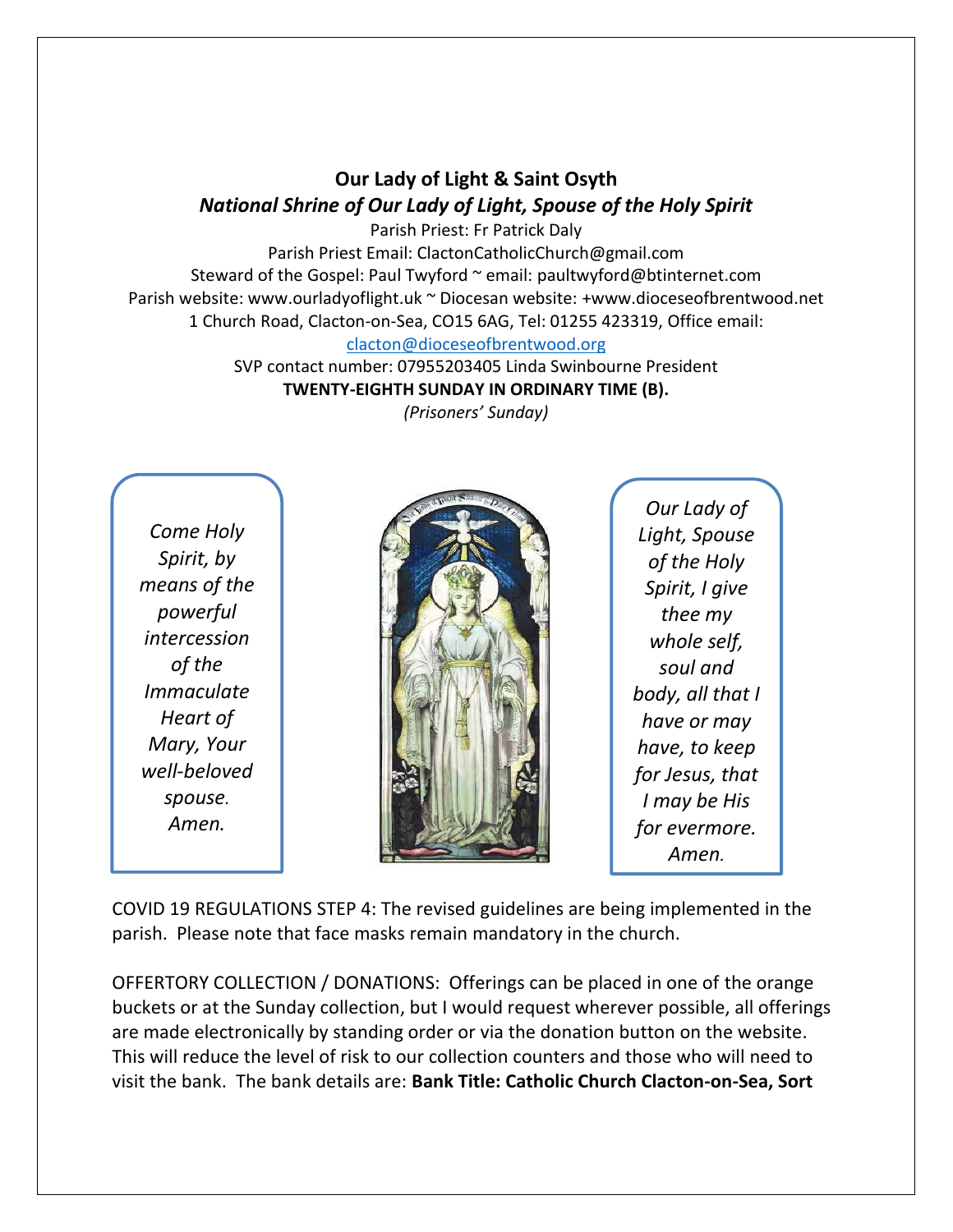# Our Lady of Light & Saint Osyth

## *National Shrine of Our Lady of Light, Spouse of the Holy Spirit*

Parish Priest: Fr Patrick Daly

Parish Priest Email: ClactonCatholicChurch@gmail.com

Steward of the Gospel: Paul Twyford ~ email: paultwyford@btinternet.com

Parish website: www.ourladyoflight.uk ~ Diocesan website: +www.dioceseofbrentwood.net

1 Church Road, Clacton-on-Sea, CO15 6AG, Tel: 01255 423319, Office email: clacton@dioceseofbrentwood.org

SVP contact number: 07955203405 Linda Swinbourne President

**TWENTY-EIGHTH SUNDAY IN ORDINARY TIME (B).**

*(Prisoners' Sunday)*

*Come Holy Spirit, by means of the powerful intercession of the Immaculate Heart of Mary, Your well-beloved spouse. Amen.*

*Our Lady of Light, Spouse of the Holy Spirit, I give thee my whole self, soul and body, all that I have or may have, to keep for Jesus, that I may be His for evermore. Amen.*

COVID 19 REGULATIONS STEP 4: The revised guidelines are being implemented in the parish. Please note that face masks remain mandatory in the church.

OFFERTORY COLLECTION / DONATIONS: Offerings can be placed in one of the orange buckets or at the Sunday collection, but I would request wherever possible, all offerings are made electronically by standing order or via the donation button on the website. This will reduce the level of risk to our collection counters and those who will need to visit the bank. The bank details are: **Bank Title: Catholic Church Clacton-on-Sea, Sort**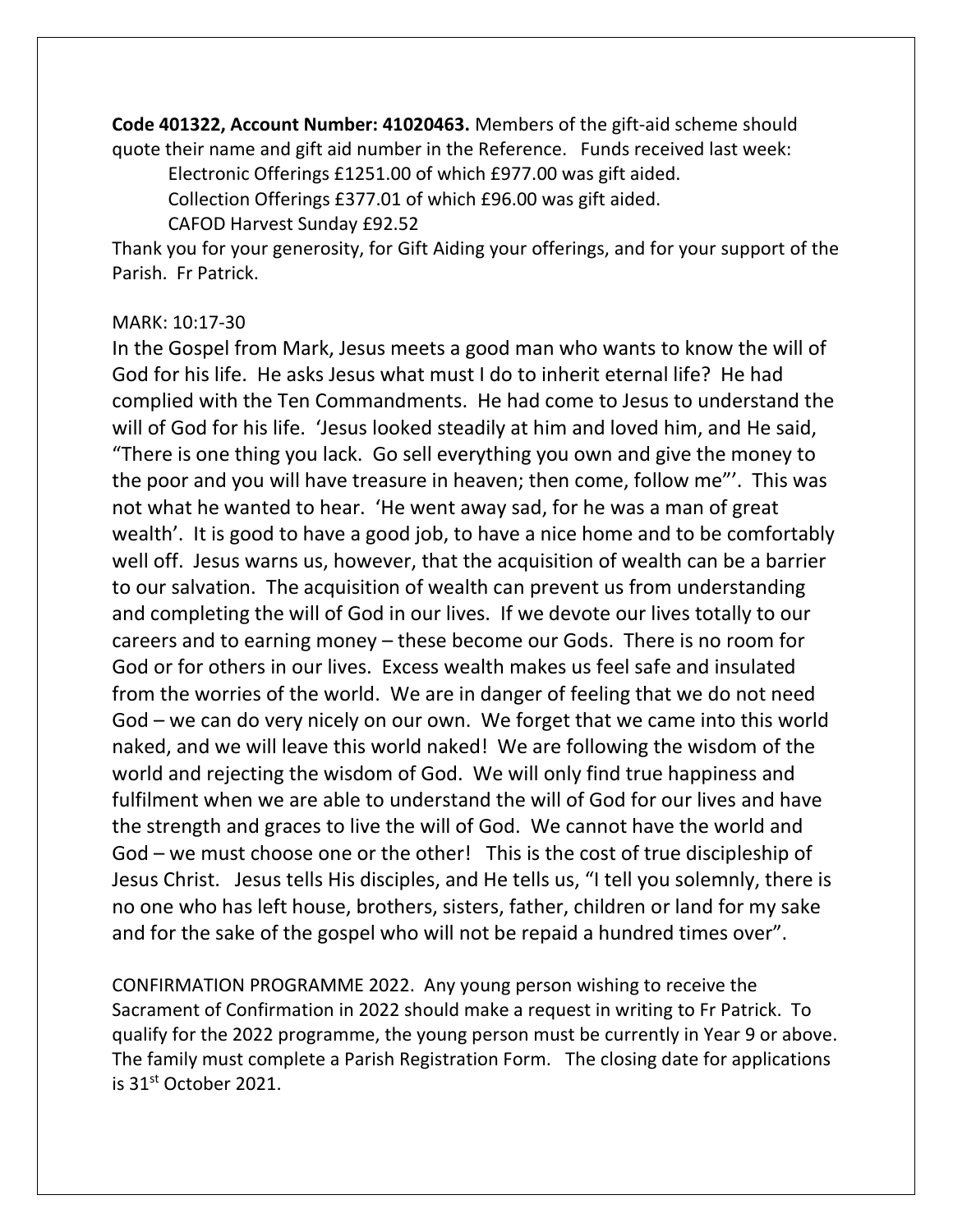**Code 401322, Account Number: 41020463.** Members of the gift-aid scheme should quote their name and gift aid number in the Reference. Funds received last week:

Electronic Offerings £1251.00 of which £977.00 was gift aided.

Collection Offerings £377.01 of which £96.00 was gift aided.

CAFOD Harvest Sunday £92.52

Thank you for your generosity, for Gift Aiding your offerings, and for your support of the Parish. Fr Patrick.

MARK: 10:17-30

In the Gospel from Mark, Jesus meets a good man who wants to know the will of God for his life. He asks Jesus what must I do to inherit eternal life? He had complied with the Ten Commandments. He had come to Jesus to understand the will of God for his life. 'Jesus looked steadily at him and loved him, and He said, "There is one thing you lack. Go sell everything you own and give the money to the poor and you will have treasure in heaven; then come, follow me"'. This was not what he wanted to hear. 'He went away sad, for he was a man of great wealth'. It is good to have a good job, to have a nice home and to be comfortably well off. Jesus warns us, however, that the acquisition of wealth can be a barrier to our salvation. The acquisition of wealth can prevent us from understanding and completing the will of God in our lives. If we devote our lives totally to our careers and to earning money – these become our Gods. There is no room for God or for others in our lives. Excess wealth makes us feel safe and insulated from the worries of the world. We are in danger of feeling that we do not need God – we can do very nicely on our own. We forget that we came into this world naked, and we will leave this world naked! We are following the wisdom of the world and rejecting the wisdom of God. We will only find true happiness and fulfilment when we are able to understand the will of God for our lives and have the strength and graces to live the will of God. We cannot have the world and God – we must choose one or the other! This is the cost of true discipleship of Jesus Christ. Jesus tells His disciples, and He tells us, "I tell you solemnly, there is no one who has left house, brothers, sisters, father, children or land for my sake and for the sake of the gospel who will not be repaid a hundred times over".

CONFIRMATION PROGRAMME 2022. Any young person wishing to receive the Sacrament of Confirmation in 2022 should make a request in writing to Fr Patrick. To qualify for the 2022 programme, the young person must be currently in Year 9 or above. The family must complete a Parish Registration Form. The closing date for applications is 31st October 2021.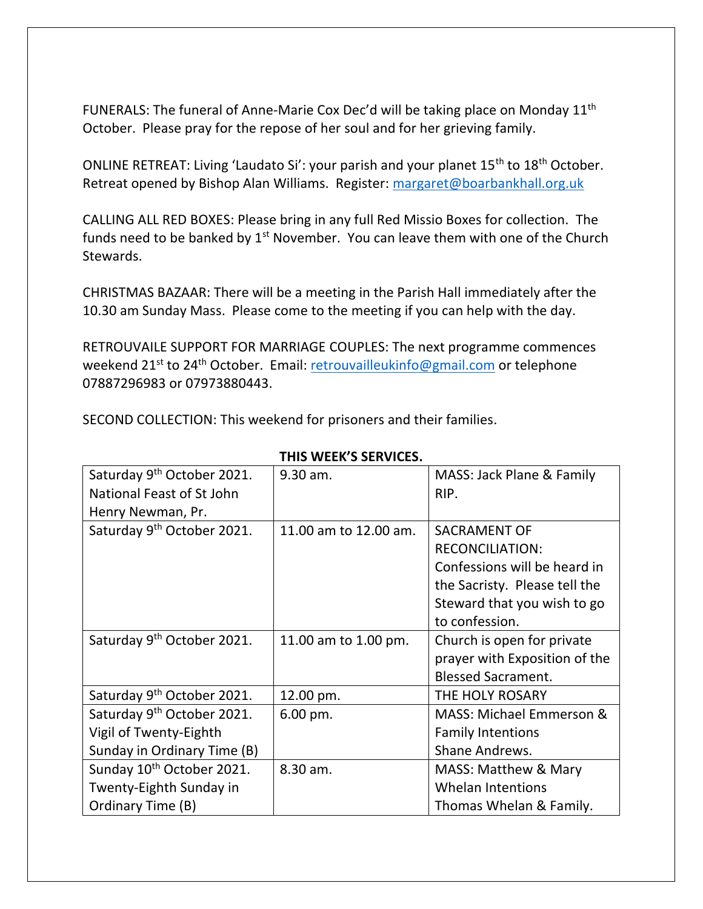FUNERALS: The funeral of Anne-Marie Cox Dec'd will be taking place on Monday 11th October. Please pray for the repose of her soul and for her grieving family.

ONLINE RETREAT: Living 'Laudato Si': your parish and your planet 15th to 18th October. Retreat opened by Bishop Alan Williams. Register: margaret@boarbankhall.org.uk

CALLING ALL RED BOXES: Please bring in any full Red Missio Boxes for collection. The funds need to be banked by 1st November. You can leave them with one of the Church Stewards.

CHRISTMAS BAZAAR: There will be a meeting in the Parish Hall immediately after the 10.30 am Sunday Mass. Please come to the meeting if you can help with the day.

RETROUVAILE SUPPORT FOR MARRIAGE COUPLES: The next programme commences weekend 21st to 24th October. Email: retrouvailleukinfo@gmail.com or telephone 07887296983 or 07973880443.

SECOND COLLECTION: This weekend for prisoners and their families.

**THIS WEEK'S SERVICES.**

| | | |
|---|---|---|
| Saturday 9th October 2021. National Feast of St John Henry Newman, Pr. | 9.30 am. | MASS: Jack Plane & Family RIP. |
| Saturday 9th October 2021. | 11.00 am to 12.00 am. | SACRAMENT OF RECONCILIATION: Confessions will be heard in the Sacristy. Please tell the Steward that you wish to go to confession. |
| Saturday 9th October 2021. | 11.00 am to 1.00 pm. | Church is open for private prayer with Exposition of the Blessed Sacrament. |
| Saturday 9th October 2021. | 12.00 pm. | THE HOLY ROSARY |
| Saturday 9th October 2021. Vigil of Twenty-Eighth Sunday in Ordinary Time (B) | 6.00 pm. | MASS: Michael Emmerson & Family Intentions<br>Shane Andrews. |
| Sunday 10th October 2021. Twenty-Eighth Sunday in Ordinary Time (B) | 8.30 am. | MASS: Matthew & Mary Whelan Intentions<br>Thomas Whelan & Family. |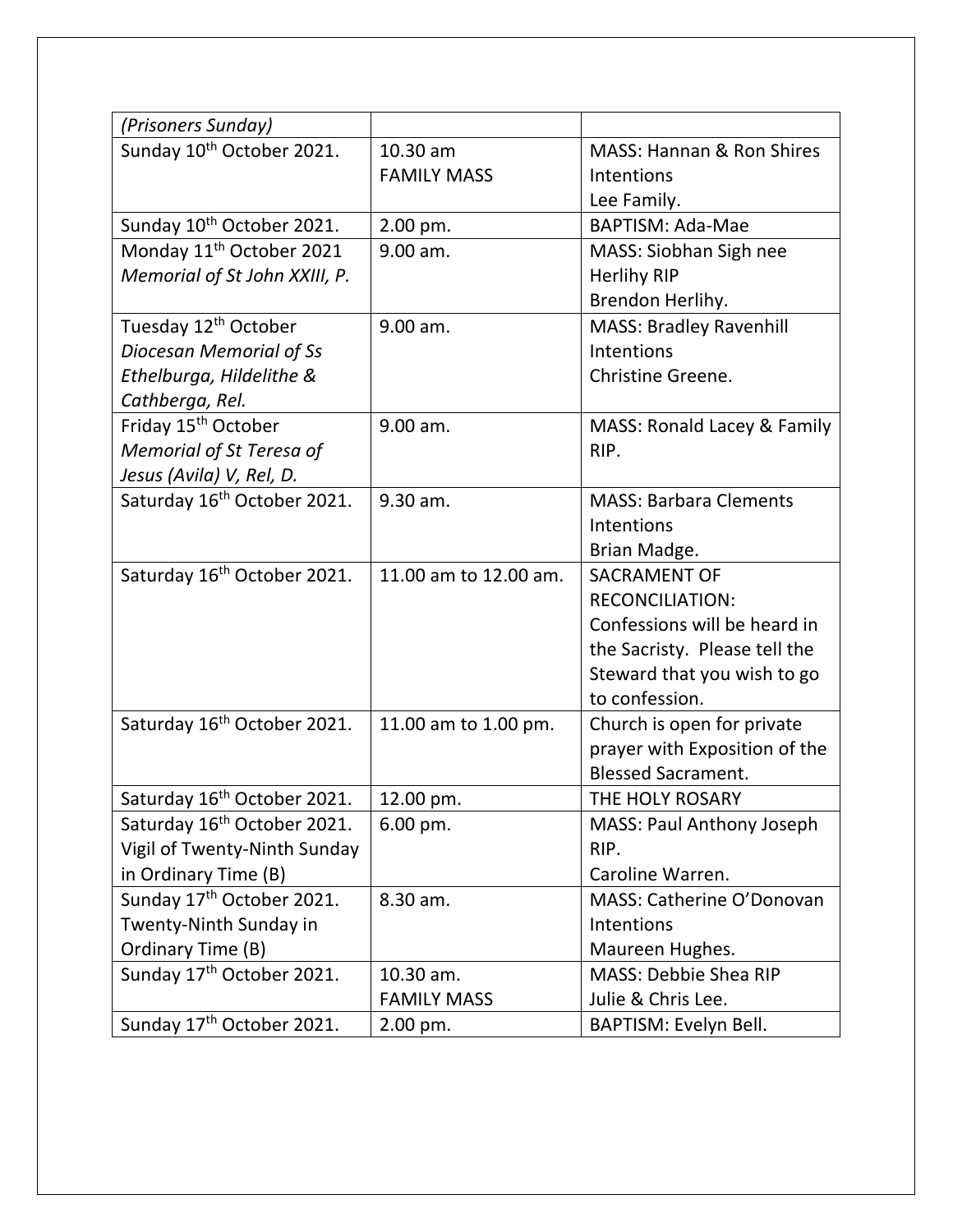| | | |
|---|---|---|
| *(Prisoners Sunday)* | | |
| Sunday 10th October 2021. | 10.30 am<br>FAMILY MASS | MASS: Hannan & Ron Shires Intentions<br>Lee Family. |
| Sunday 10th October 2021. | 2.00 pm. | BAPTISM: Ada-Mae |
| Monday 11th October 2021<br>*Memorial of St John XXIII, P.* | 9.00 am. | MASS: Siobhan Sigh nee Herlihy RIP<br>Brendon Herlihy. |
| Tuesday 12th October<br>*Diocesan Memorial of Ss Ethelburga, Hildelithe & Cathberga, Rel.* | 9.00 am. | MASS: Bradley Ravenhill Intentions<br>Christine Greene. |
| Friday 15th October<br>*Memorial of St Teresa of Jesus (Avila) V, Rel, D.* | 9.00 am. | MASS: Ronald Lacey & Family RIP. |
| Saturday 16th October 2021. | 9.30 am. | MASS: Barbara Clements Intentions<br>Brian Madge. |
| Saturday 16th October 2021. | 11.00 am to 12.00 am. | SACRAMENT OF RECONCILIATION:<br>Confessions will be heard in the Sacristy. Please tell the Steward that you wish to go to confession. |
| Saturday 16th October 2021. | 11.00 am to 1.00 pm. | Church is open for private prayer with Exposition of the Blessed Sacrament. |
| Saturday 16th October 2021. | 12.00 pm. | THE HOLY ROSARY |
| Saturday 16th October 2021.<br>Vigil of Twenty-Ninth Sunday in Ordinary Time (B) | 6.00 pm. | MASS: Paul Anthony Joseph RIP.<br>Caroline Warren. |
| Sunday 17th October 2021.<br>Twenty-Ninth Sunday in Ordinary Time (B) | 8.30 am. | MASS: Catherine O'Donovan Intentions<br>Maureen Hughes. |
| Sunday 17th October 2021. | 10.30 am.<br>FAMILY MASS | MASS: Debbie Shea RIP<br>Julie & Chris Lee. |
| Sunday 17th October 2021. | 2.00 pm. | BAPTISM: Evelyn Bell. |